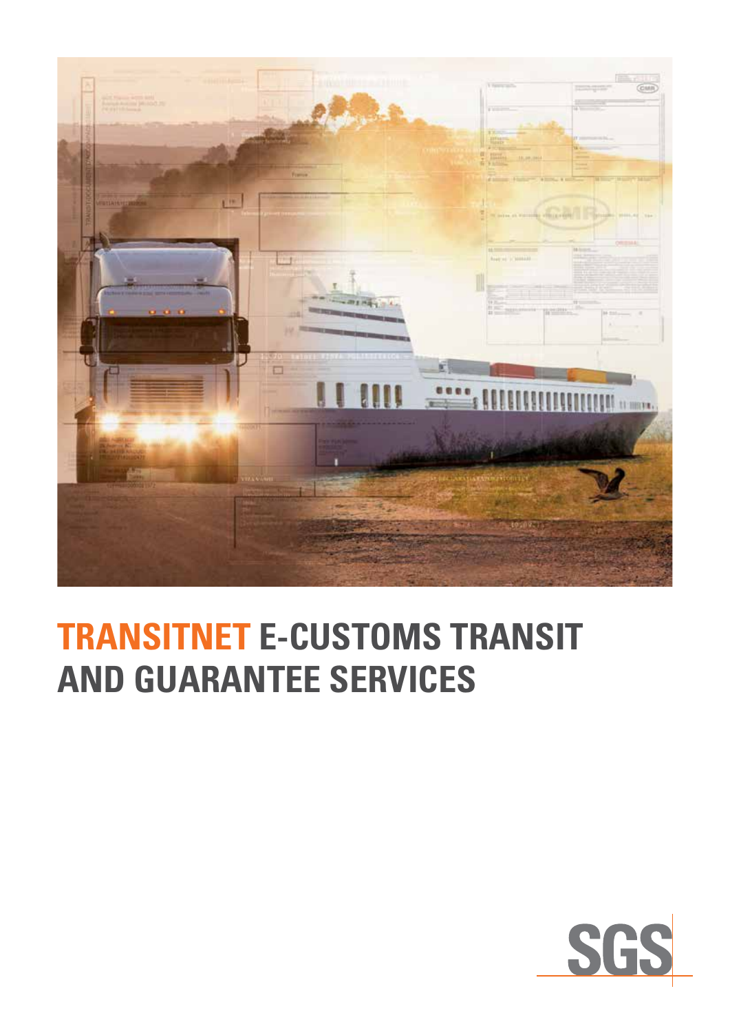# TRANSITNET E-CUSTOMS TRANSIT AND GUARANTEE SERVICES

SGS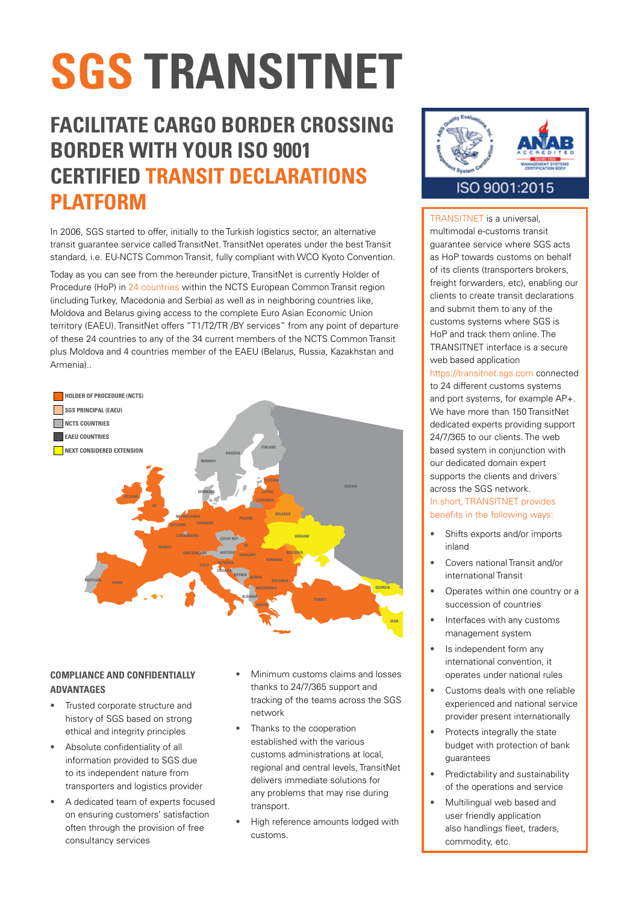# SGS TRANSITNET

## FACILITATE CARGO BORDER CROSSING BORDER WITH YOUR ISO 9001 CERTIFIED TRANSIT DECLARATIONS PLATFORM

In 2006, SGS started to offer, initially to the Turkish logistics sector, an alternative transit guarantee service called TransitNet. TransitNet operates under the best Transit standard, i.e. EU-NCTS Common Transit, fully compliant with WCO Kyoto Convention.

Today as you can see from the hereunder picture, TransitNet is currently Holder of Procedure (HoP) in 24 countries within the NCTS European Common Transit region (including Turkey, Macedonia and Serbia) as well as in neighboring countries like, Moldova and Belarus giving access to the complete Euro Asian Economic Union territory (EAEU). TransitNet offers "T1/T2/TR /BY services" from any point of departure of these 24 countries to any of the 34 current members of the NCTS Common Transit plus Moldova and 4 countries member of the EAEU (Belarus, Russia, Kazakhstan and Armenia)..

HOLDER OF PROCEDURE (NCTS)
SGS PRINCIPAL (EAEU)
NCTS COUNTRIES
EAEU COUNTRIES
NEXT CONSIDERED EXTENSION

### COMPLIANCE AND CONFIDENTIALLY ADVANTAGES

- Trusted corporate structure and history of SGS based on strong ethical and integrity principles
- Absolute confidentiality of all information provided to SGS due to its independent nature from transporters and logistics provider
- A dedicated team of experts focused on ensuring customers' satisfaction often through the provision of free consultancy services
- Minimum customs claims and losses thanks to 24/7/365 support and tracking of the teams across the SGS network
- Thanks to the cooperation established with the various customs administrations at local, regional and central levels, TransitNet delivers immediate solutions for any problems that may rise during transport.
- High reference amounts lodged with customs.

ISO 9001:2015

TRANSITNET is a universal, multimodal e-customs transit guarantee service where SGS acts as HoP towards customs on behalf of its clients (transporters brokers, freight forwarders, etc), enabling our clients to create transit declarations and submit them to any of the customs systems where SGS is HoP and track them online. The TRANSITNET interface is a secure web based application https://transitnet.sgs.com connected to 24 different customs systems and port systems, for example AP+. We have more than 150 TransitNet dedicated experts providing support 24/7/365 to our clients. The web based system in conjunction with our dedicated domain expert supports the clients and drivers across the SGS network.

In short, TRANSITNET provides benefits in the following ways:

- Shifts exports and/or imports inland
- Covers national Transit and/or international Transit
- Operates within one country or a succession of countries
- Interfaces with any customs management system
- Is independent form any international convention, it operates under national rules
- Customs deals with one reliable experienced and national service provider present internationally
- Protects integrally the state budget with protection of bank guarantees
- Predictability and sustainability of the operations and service
- Multilingual web based and user friendly application also handlings fleet, traders, commodity, etc.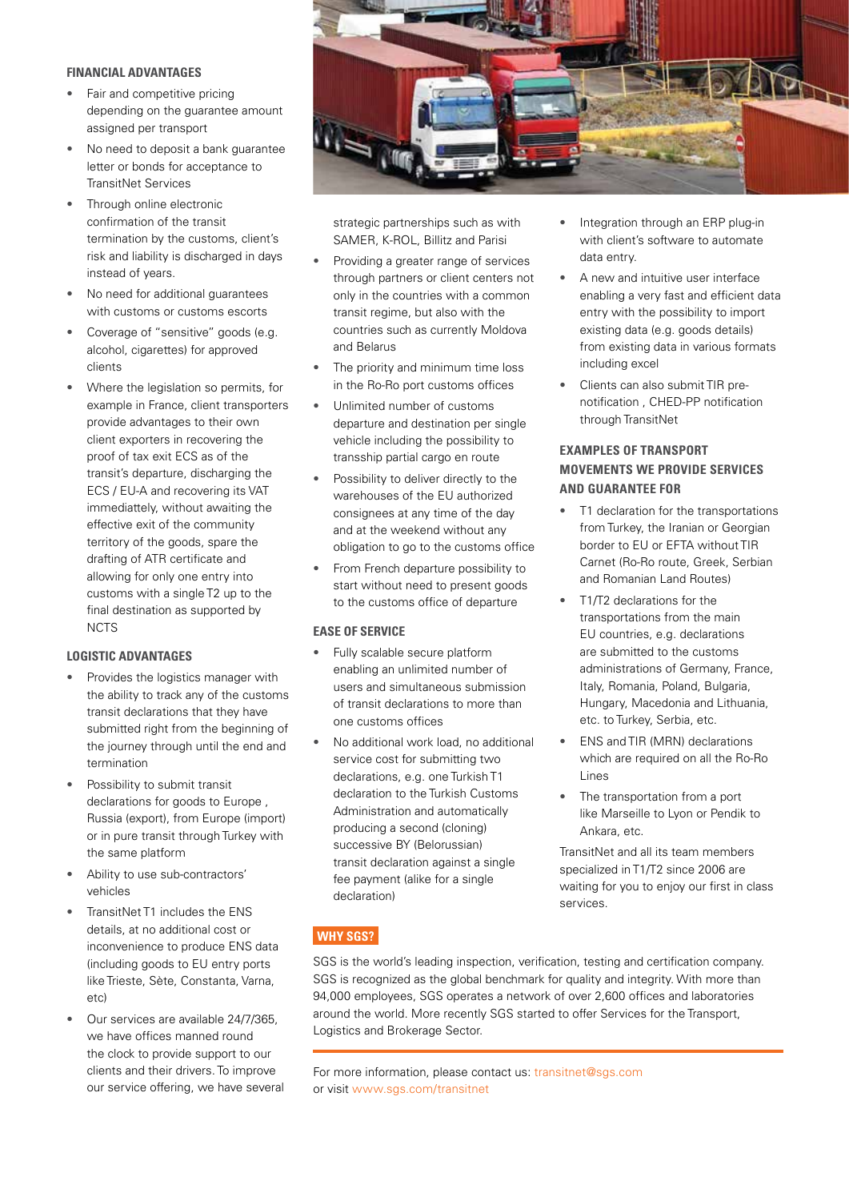## FINANCIAL ADVANTAGES

- Fair and competitive pricing depending on the guarantee amount assigned per transport
- No need to deposit a bank guarantee letter or bonds for acceptance to TransitNet Services
- Through online electronic confirmation of the transit termination by the customs, client's risk and liability is discharged in days instead of years.
- No need for additional guarantees with customs or customs escorts
- Coverage of "sensitive" goods (e.g. alcohol, cigarettes) for approved clients
- Where the legislation so permits, for example in France, client transporters provide advantages to their own client exporters in recovering the proof of tax exit ECS as of the transit's departure, discharging the ECS / EU-A and recovering its VAT immediattely, without awaiting the effective exit of the community territory of the goods, spare the drafting of ATR certificate and allowing for only one entry into customs with a single T2 up to the final destination as supported by NCTS

## LOGISTIC ADVANTAGES

- Provides the logistics manager with the ability to track any of the customs transit declarations that they have submitted right from the beginning of the journey through until the end and termination
- Possibility to submit transit declarations for goods to Europe , Russia (export), from Europe (import) or in pure transit through Turkey with the same platform
- Ability to use sub-contractors' vehicles
- TransitNet T1 includes the ENS details, at no additional cost or inconvenience to produce ENS data (including goods to EU entry ports like Trieste, Sète, Constanta, Varna, etc)
- Our services are available 24/7/365, we have offices manned round the clock to provide support to our clients and their drivers. To improve our service offering, we have several strategic partnerships such as with SAMER, K-ROL, Billitz and Parisi
- Providing a greater range of services through partners or client centers not only in the countries with a common transit regime, but also with the countries such as currently Moldova and Belarus
- The priority and minimum time loss in the Ro-Ro port customs offices
- Unlimited number of customs departure and destination per single vehicle including the possibility to transship partial cargo en route
- Possibility to deliver directly to the warehouses of the EU authorized consignees at any time of the day and at the weekend without any obligation to go to the customs office
- From French departure possibility to start without need to present goods to the customs office of departure

## EASE OF SERVICE

- Fully scalable secure platform enabling an unlimited number of users and simultaneous submission of transit declarations to more than one customs offices
- No additional work load, no additional service cost for submitting two declarations, e.g. one Turkish T1 declaration to the Turkish Customs Administration and automatically producing a second (cloning) successive BY (Belorussian) transit declaration against a single fee payment (alike for a single declaration)
- Integration through an ERP plug-in with client's software to automate data entry.
- A new and intuitive user interface enabling a very fast and efficient data entry with the possibility to import existing data (e.g. goods details) from existing data in various formats including excel
- Clients can also submit TIR pre-notification , CHED-PP notification through TransitNet

## EXAMPLES OF TRANSPORT MOVEMENTS WE PROVIDE SERVICES AND GUARANTEE FOR

- T1 declaration for the transportations from Turkey, the Iranian or Georgian border to EU or EFTA without TIR Carnet (Ro-Ro route, Greek, Serbian and Romanian Land Routes)
- T1/T2 declarations for the transportations from the main EU countries, e.g. declarations are submitted to the customs administrations of Germany, France, Italy, Romania, Poland, Bulgaria, Hungary, Macedonia and Lithuania, etc. to Turkey, Serbia, etc.
- ENS and TIR (MRN) declarations which are required on all the Ro-Ro Lines
- The transportation from a port like Marseille to Lyon or Pendik to Ankara, etc.

TransitNet and all its team members specialized in T1/T2 since 2006 are waiting for you to enjoy our first in class services.

## WHY SGS?

SGS is the world's leading inspection, verification, testing and certification company. SGS is recognized as the global benchmark for quality and integrity. With more than 94,000 employees, SGS operates a network of over 2,600 offices and laboratories around the world. More recently SGS started to offer Services for the Transport, Logistics and Brokerage Sector.

For more information, please contact us: transitnet@sgs.com
or visit www.sgs.com/transitnet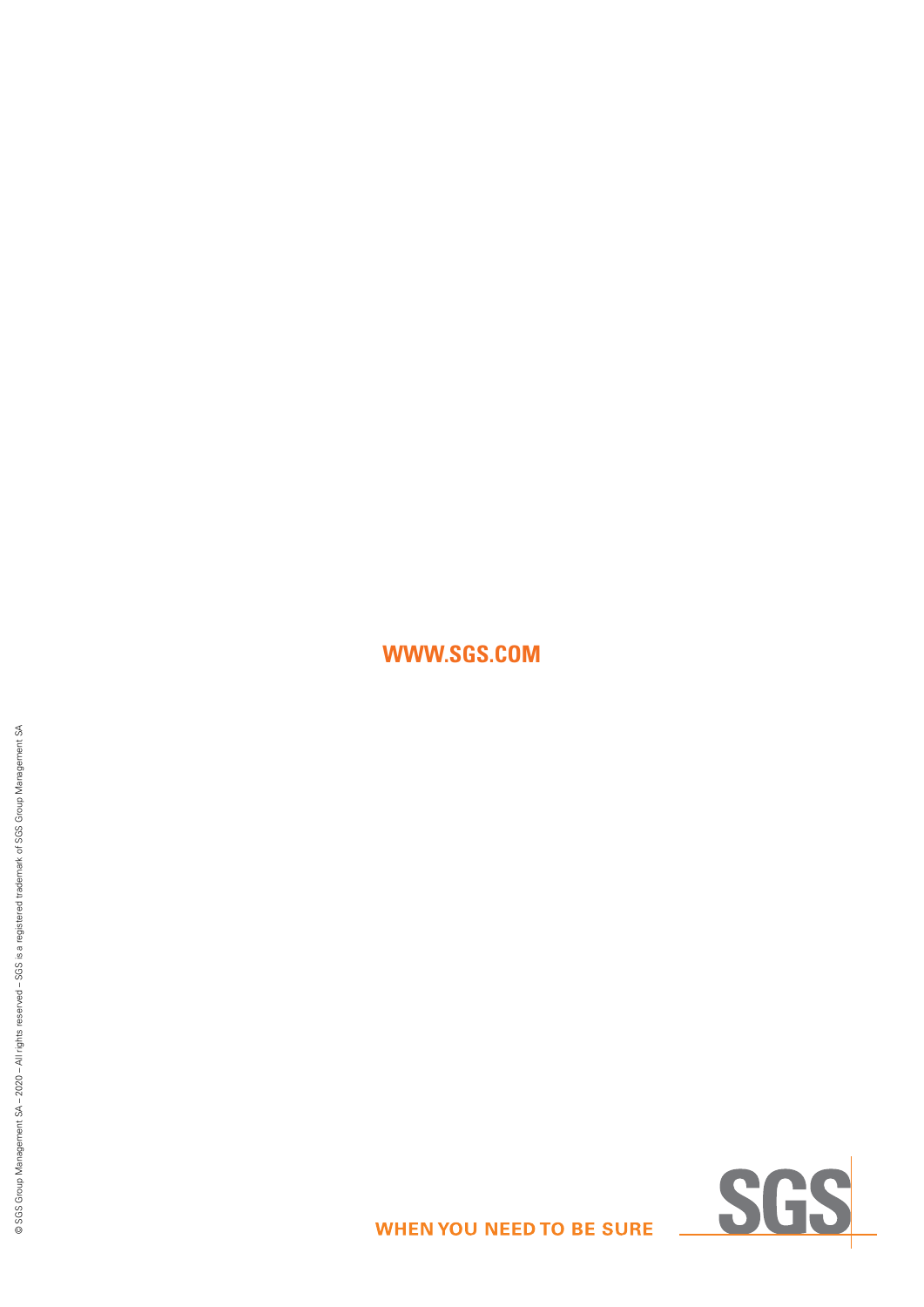WWW.SGS.COM

© SGS Group Management SA – 2020 – All rights reserved – SGS is a registered trademark of SGS Group Management SA

WHEN YOU NEED TO BE SURE

SGS